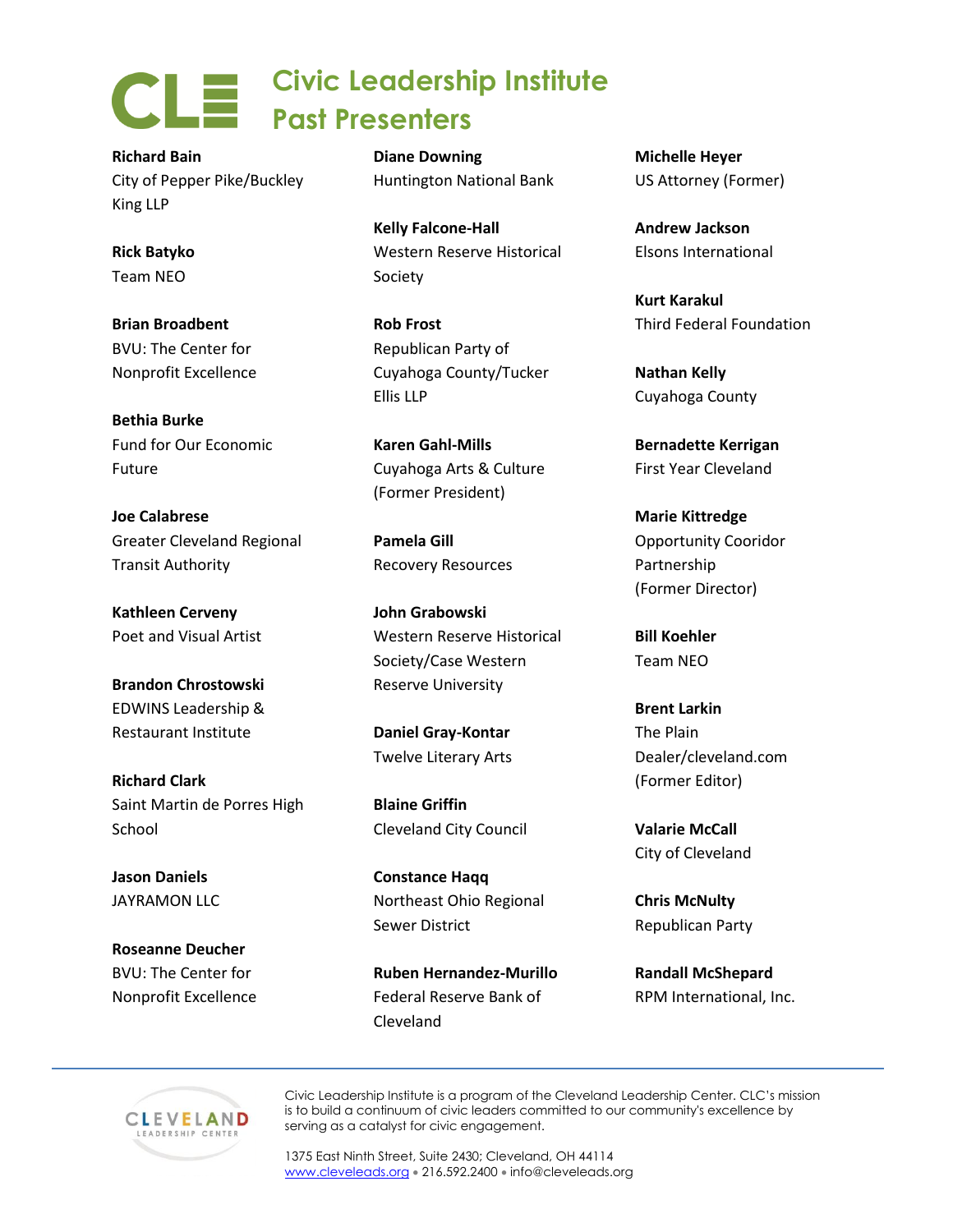# Civic Leadership Institute Past Presenters

**Richard Bain**
City of Pepper Pike/Buckley King LLP

**Rick Batyko**
Team NEO

**Brian Broadbent**
BVU: The Center for Nonprofit Excellence

**Bethia Burke**
Fund for Our Economic Future

**Joe Calabrese**
Greater Cleveland Regional Transit Authority

**Kathleen Cerveny**
Poet and Visual Artist

**Brandon Chrostowski**
EDWINS Leadership & Restaurant Institute

**Richard Clark**
Saint Martin de Porres High School

**Jason Daniels**
JAYRAMON LLC

**Roseanne Deucher**
BVU: The Center for Nonprofit Excellence

**Diane Downing**
Huntington National Bank

**Kelly Falcone-Hall**
Western Reserve Historical Society

**Rob Frost**
Republican Party of Cuyahoga County/Tucker Ellis LLP

**Karen Gahl-Mills**
Cuyahoga Arts & Culture (Former President)

**Pamela Gill**
Recovery Resources

**John Grabowski**
Western Reserve Historical Society/Case Western Reserve University

**Daniel Gray-Kontar**
Twelve Literary Arts

**Blaine Griffin**
Cleveland City Council

**Constance Haqq**
Northeast Ohio Regional Sewer District

**Ruben Hernandez-Murillo**
Federal Reserve Bank of Cleveland

**Michelle Heyer**
US Attorney (Former)

**Andrew Jackson**
Elsons International

**Kurt Karakul**
Third Federal Foundation

**Nathan Kelly**
Cuyahoga County

**Bernadette Kerrigan**
First Year Cleveland

**Marie Kittredge**
Opportunity Cooridor Partnership (Former Director)

**Bill Koehler**
Team NEO

**Brent Larkin**
The Plain Dealer/cleveland.com (Former Editor)

**Valarie McCall**
City of Cleveland

**Chris McNulty**
Republican Party

**Randall McShepard**
RPM International, Inc.

---

Civic Leadership Institute is a program of the Cleveland Leadership Center. CLC's mission is to build a continuum of civic leaders committed to our community's excellence by serving as a catalyst for civic engagement.

1375 East Ninth Street, Suite 2430; Cleveland, OH 44114
www.cleveleads.org • 216.592.2400 • info@cleveleads.org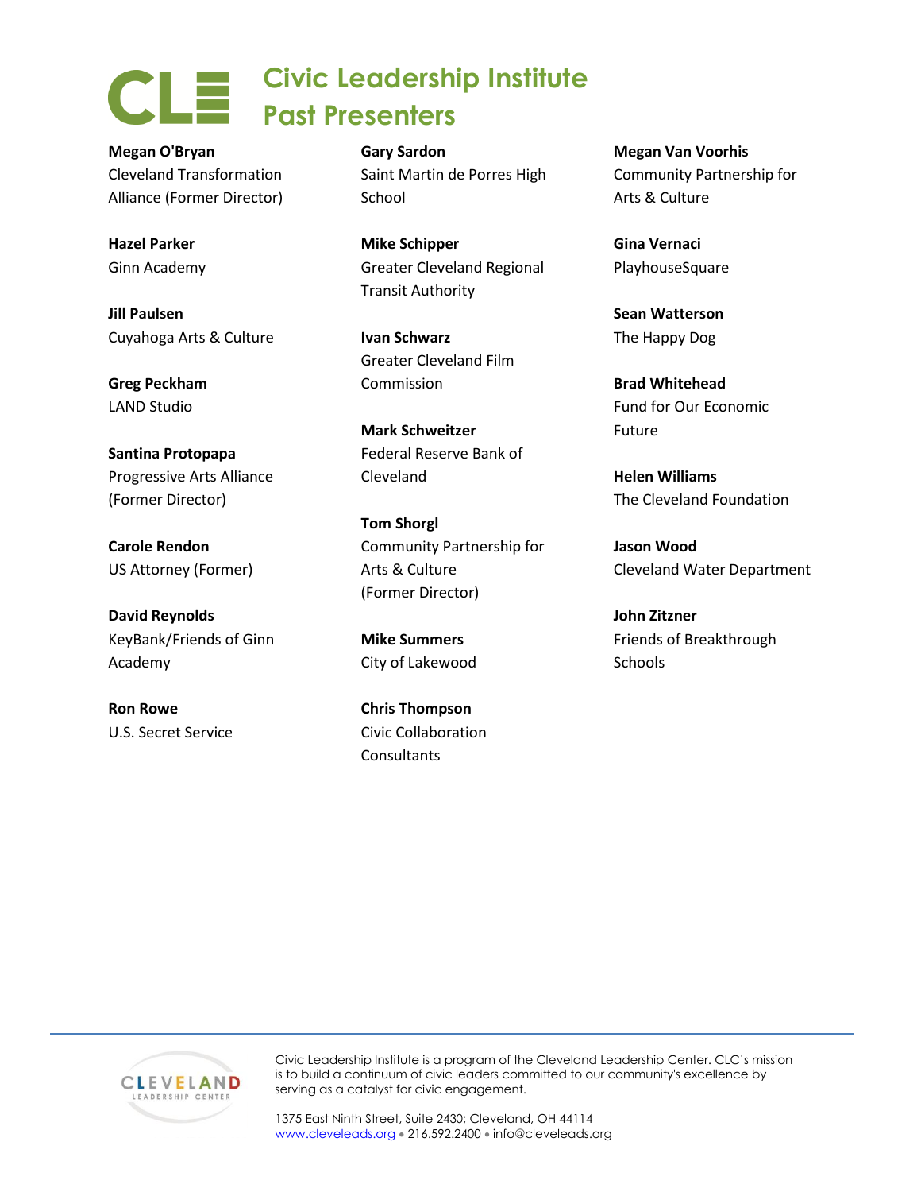# Civic Leadership Institute Past Presenters

**Megan O'Bryan**
Cleveland Transformation Alliance (Former Director)

**Hazel Parker**
Ginn Academy

**Jill Paulsen**
Cuyahoga Arts & Culture

**Greg Peckham**
LAND Studio

**Santina Protopapa**
Progressive Arts Alliance (Former Director)

**Carole Rendon**
US Attorney (Former)

**David Reynolds**
KeyBank/Friends of Ginn Academy

**Ron Rowe**
U.S. Secret Service

**Gary Sardon**
Saint Martin de Porres High School

**Mike Schipper**
Greater Cleveland Regional Transit Authority

**Ivan Schwarz**
Greater Cleveland Film Commission

**Mark Schweitzer**
Federal Reserve Bank of Cleveland

**Tom Shorgl**
Community Partnership for Arts & Culture (Former Director)

**Mike Summers**
City of Lakewood

**Chris Thompson**
Civic Collaboration Consultants

**Megan Van Voorhis**
Community Partnership for Arts & Culture

**Gina Vernaci**
PlayhouseSquare

**Sean Watterson**
The Happy Dog

**Brad Whitehead**
Fund for Our Economic Future

**Helen Williams**
The Cleveland Foundation

**Jason Wood**
Cleveland Water Department

**John Zitzner**
Friends of Breakthrough Schools

---

Civic Leadership Institute is a program of the Cleveland Leadership Center. CLC's mission is to build a continuum of civic leaders committed to our community's excellence by serving as a catalyst for civic engagement.

1375 East Ninth Street, Suite 2430; Cleveland, OH 44114
www.cleveleads.org • 216.592.2400 • info@cleveleads.org